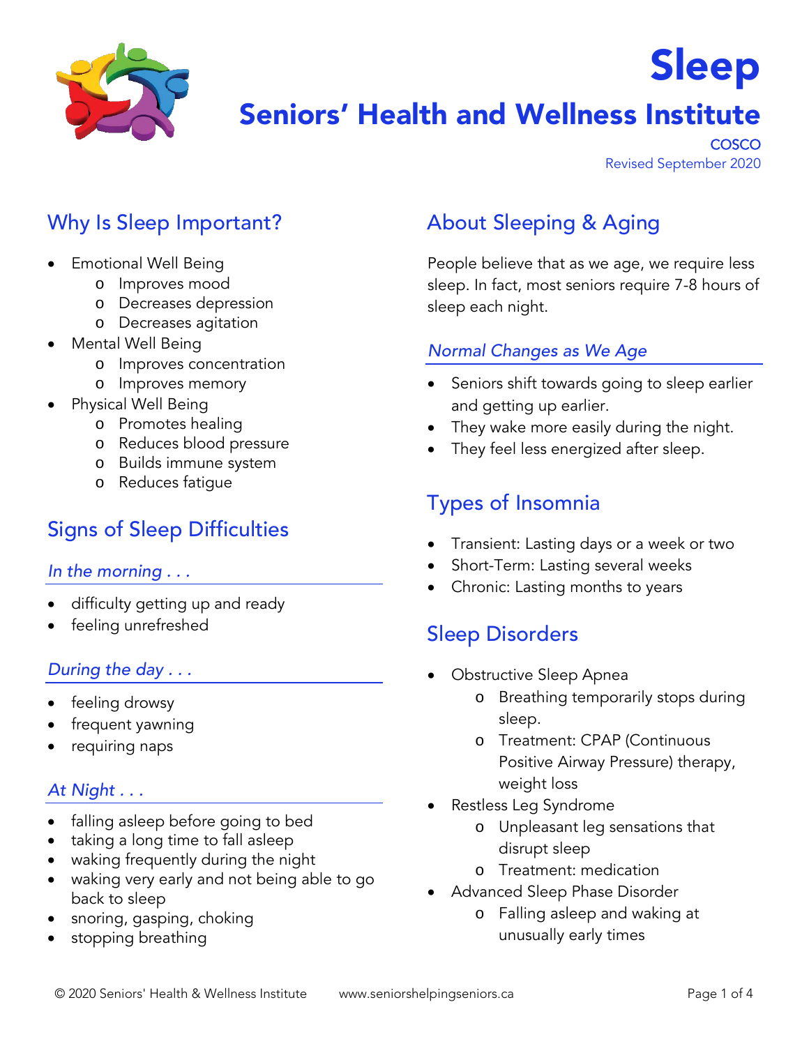# Sleep

## Seniors' Health and Wellness Institute

COSCO

Revised September 2020

## Why Is Sleep Important?

- Emotional Well Being
  - Improves mood
  - Decreases depression
  - Decreases agitation
- Mental Well Being
  - Improves concentration
  - Improves memory
- Physical Well Being
  - Promotes healing
  - Reduces blood pressure
  - Builds immune system
  - Reduces fatigue

## Signs of Sleep Difficulties

### *In the morning . . .*

- difficulty getting up and ready
- feeling unrefreshed

### *During the day . . .*

- feeling drowsy
- frequent yawning
- requiring naps

### *At Night . . .*

- falling asleep before going to bed
- taking a long time to fall asleep
- waking frequently during the night
- waking very early and not being able to go back to sleep
- snoring, gasping, choking
- stopping breathing

## About Sleeping & Aging

People believe that as we age, we require less sleep. In fact, most seniors require 7-8 hours of sleep each night.

### *Normal Changes as We Age*

- Seniors shift towards going to sleep earlier and getting up earlier.
- They wake more easily during the night.
- They feel less energized after sleep.

## Types of Insomnia

- Transient: Lasting days or a week or two
- Short-Term: Lasting several weeks
- Chronic: Lasting months to years

## Sleep Disorders

- Obstructive Sleep Apnea
  - Breathing temporarily stops during sleep.
  - Treatment: CPAP (Continuous Positive Airway Pressure) therapy, weight loss
- Restless Leg Syndrome
  - Unpleasant leg sensations that disrupt sleep
  - Treatment: medication
- Advanced Sleep Phase Disorder
  - Falling asleep and waking at unusually early times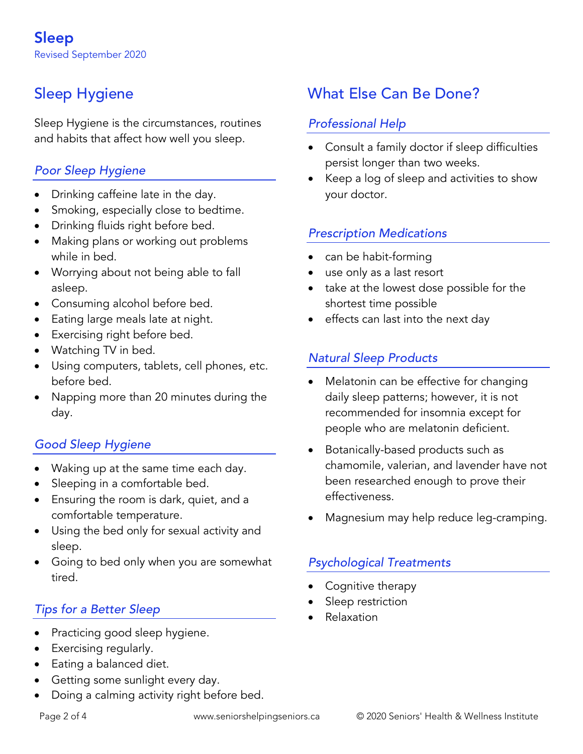# Sleep

Revised September 2020

## Sleep Hygiene

Sleep Hygiene is the circumstances, routines and habits that affect how well you sleep.

### *Poor Sleep Hygiene*

- Drinking caffeine late in the day.
- Smoking, especially close to bedtime.
- Drinking fluids right before bed.
- Making plans or working out problems while in bed.
- Worrying about not being able to fall asleep.
- Consuming alcohol before bed.
- Eating large meals late at night.
- Exercising right before bed.
- Watching TV in bed.
- Using computers, tablets, cell phones, etc. before bed.
- Napping more than 20 minutes during the day.

### *Good Sleep Hygiene*

- Waking up at the same time each day.
- Sleeping in a comfortable bed.
- Ensuring the room is dark, quiet, and a comfortable temperature.
- Using the bed only for sexual activity and sleep.
- Going to bed only when you are somewhat tired.

### *Tips for a Better Sleep*

- Practicing good sleep hygiene.
- Exercising regularly.
- Eating a balanced diet.
- Getting some sunlight every day.
- Doing a calming activity right before bed.

## What Else Can Be Done?

### *Professional Help*

- Consult a family doctor if sleep difficulties persist longer than two weeks.
- Keep a log of sleep and activities to show your doctor.

### *Prescription Medications*

- can be habit-forming
- use only as a last resort
- take at the lowest dose possible for the shortest time possible
- effects can last into the next day

### *Natural Sleep Products*

- Melatonin can be effective for changing daily sleep patterns; however, it is not recommended for insomnia except for people who are melatonin deficient.
- Botanically-based products such as chamomile, valerian, and lavender have not been researched enough to prove their effectiveness.
- Magnesium may help reduce leg-cramping.

### *Psychological Treatments*

- Cognitive therapy
- Sleep restriction
- Relaxation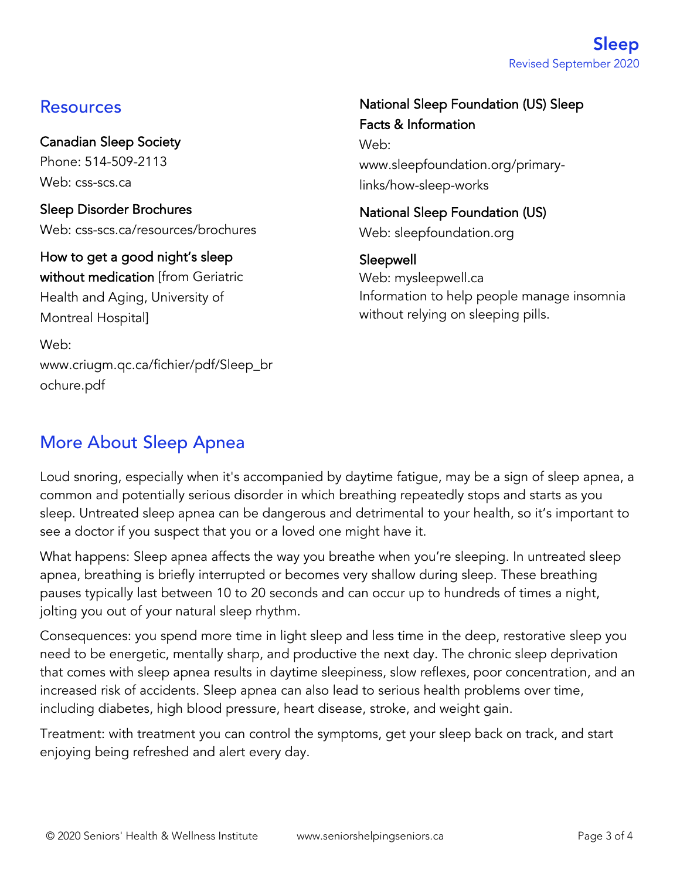## Resources

**Canadian Sleep Society**
Phone: 514-509-2113
Web: css-scs.ca

**Sleep Disorder Brochures**
Web: css-scs.ca/resources/brochures

**How to get a good night's sleep without medication** [from Geriatric Health and Aging, University of Montreal Hospital]

Web: www.criugm.qc.ca/fichier/pdf/Sleep_brochure.pdf

**National Sleep Foundation (US) Sleep Facts & Information**
Web: www.sleepfoundation.org/primary-links/how-sleep-works

**National Sleep Foundation (US)**
Web: sleepfoundation.org

**Sleepwell**
Web: mysleepwell.ca
Information to help people manage insomnia without relying on sleeping pills.

## More About Sleep Apnea

Loud snoring, especially when it's accompanied by daytime fatigue, may be a sign of sleep apnea, a common and potentially serious disorder in which breathing repeatedly stops and starts as you sleep. Untreated sleep apnea can be dangerous and detrimental to your health, so it's important to see a doctor if you suspect that you or a loved one might have it.

What happens: Sleep apnea affects the way you breathe when you're sleeping. In untreated sleep apnea, breathing is briefly interrupted or becomes very shallow during sleep. These breathing pauses typically last between 10 to 20 seconds and can occur up to hundreds of times a night, jolting you out of your natural sleep rhythm.

Consequences: you spend more time in light sleep and less time in the deep, restorative sleep you need to be energetic, mentally sharp, and productive the next day. The chronic sleep deprivation that comes with sleep apnea results in daytime sleepiness, slow reflexes, poor concentration, and an increased risk of accidents. Sleep apnea can also lead to serious health problems over time, including diabetes, high blood pressure, heart disease, stroke, and weight gain.

Treatment: with treatment you can control the symptoms, get your sleep back on track, and start enjoying being refreshed and alert every day.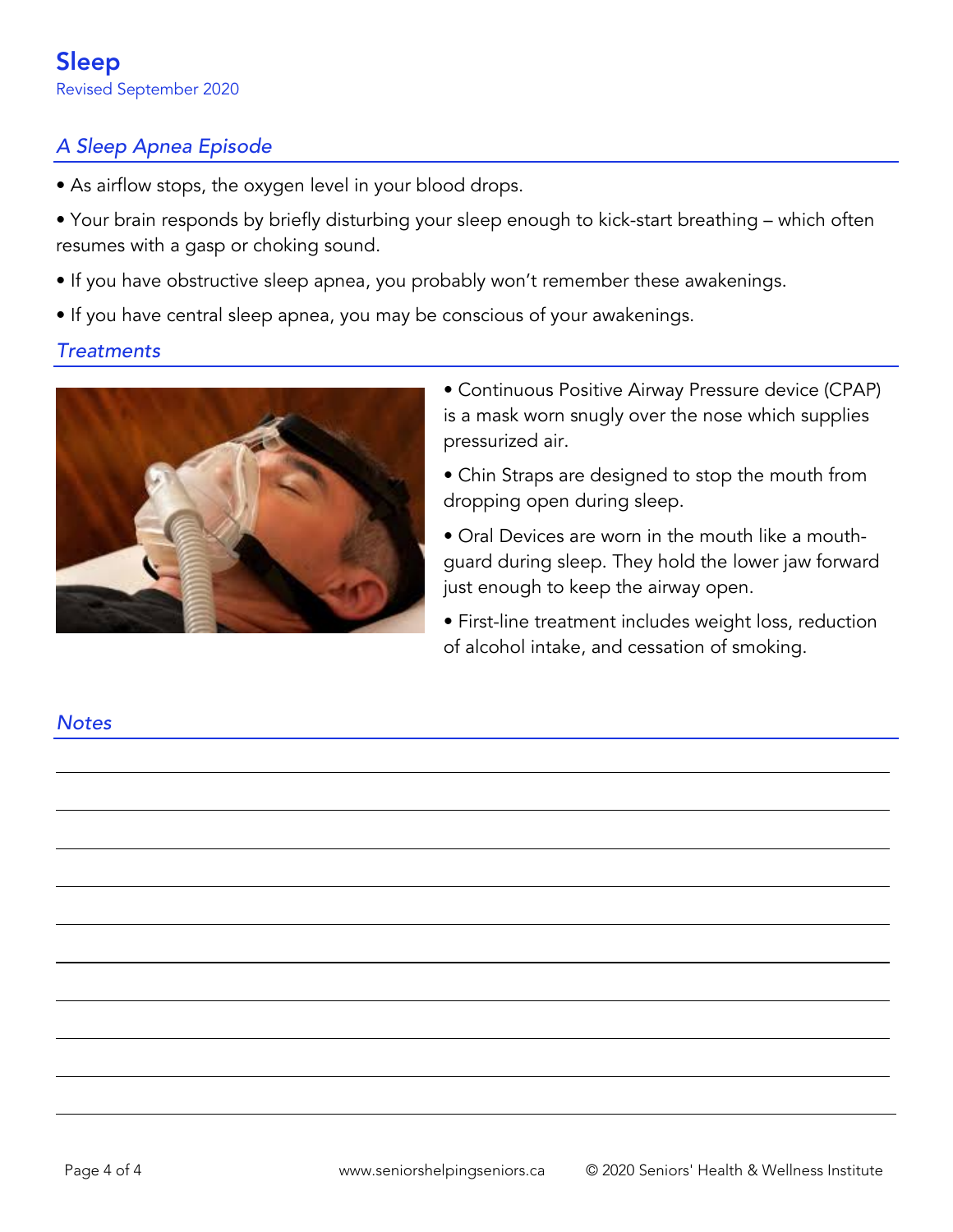# Sleep

Revised September 2020

## *A Sleep Apnea Episode*

- As airflow stops, the oxygen level in your blood drops.
- Your brain responds by briefly disturbing your sleep enough to kick-start breathing – which often resumes with a gasp or choking sound.
- If you have obstructive sleep apnea, you probably won't remember these awakenings.
- If you have central sleep apnea, you may be conscious of your awakenings.

## *Treatments*

- Continuous Positive Airway Pressure device (CPAP) is a mask worn snugly over the nose which supplies pressurized air.
- Chin Straps are designed to stop the mouth from dropping open during sleep.
- Oral Devices are worn in the mouth like a mouth-guard during sleep. They hold the lower jaw forward just enough to keep the airway open.
- First-line treatment includes weight loss, reduction of alcohol intake, and cessation of smoking.

## *Notes*

www.seniorshelpingseniors.ca © 2020 Seniors' Health & Wellness Institute